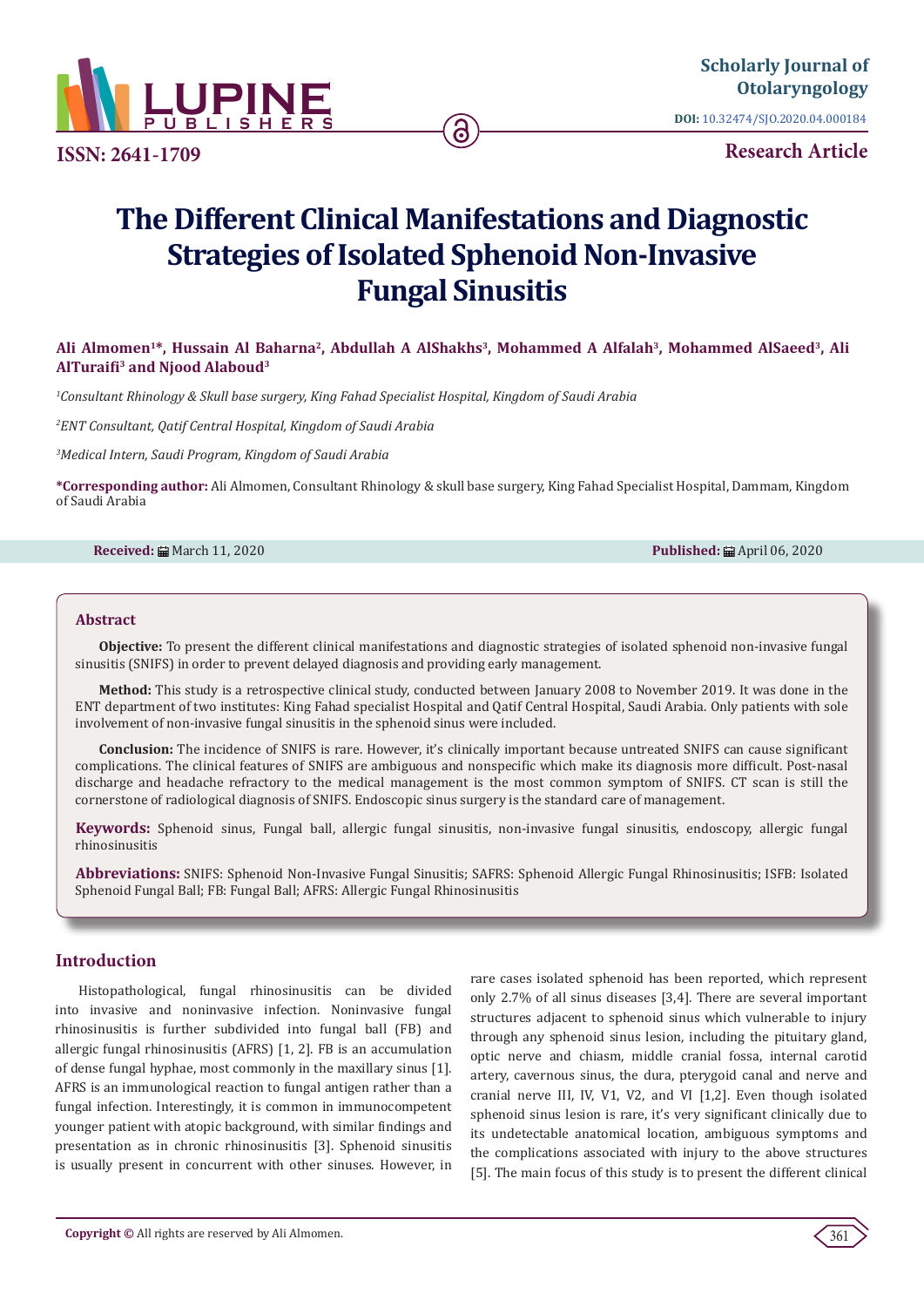Scholarly Journal of Otolaryngology

DOI: 10.32474/SJO.2020.04.000184

ISSN: 2641-1709

Research Article

# The Different Clinical Manifestations and Diagnostic Strategies of Isolated Sphenoid Non-Invasive Fungal Sinusitis

**Ali Almomen[1]*, Hussain Al Baharna[2], Abdullah A AlShakhs[3], Mohammed A Alfalah[3], Mohammed AlSaeed[3], Ali AlTuraifi[3] and Njood Alaboud[3]**

[1]*Consultant Rhinology & Skull base surgery, King Fahad Specialist Hospital, Kingdom of Saudi Arabia*

[2]*ENT Consultant, Qatif Central Hospital, Kingdom of Saudi Arabia*

[3]*Medical Intern, Saudi Program, Kingdom of Saudi Arabia*

**\*Corresponding author:** Ali Almomen, Consultant Rhinology & skull base surgery, King Fahad Specialist Hospital, Dammam, Kingdom of Saudi Arabia

**Received:** March 11, 2020 **Published:** April 06, 2020

## Abstract

**Objective:** To present the different clinical manifestations and diagnostic strategies of isolated sphenoid non-invasive fungal sinusitis (SNIFS) in order to prevent delayed diagnosis and providing early management.

**Method:** This study is a retrospective clinical study, conducted between January 2008 to November 2019. It was done in the ENT department of two institutes: King Fahad specialist Hospital and Qatif Central Hospital, Saudi Arabia. Only patients with sole involvement of non-invasive fungal sinusitis in the sphenoid sinus were included.

**Conclusion:** The incidence of SNIFS is rare. However, it's clinically important because untreated SNIFS can cause significant complications. The clinical features of SNIFS are ambiguous and nonspecific which make its diagnosis more difficult. Post-nasal discharge and headache refractory to the medical management is the most common symptom of SNIFS. CT scan is still the cornerstone of radiological diagnosis of SNIFS. Endoscopic sinus surgery is the standard care of management.

**Keywords:** Sphenoid sinus, Fungal ball, allergic fungal sinusitis, non-invasive fungal sinusitis, endoscopy, allergic fungal rhinosinusitis

**Abbreviations:** SNIFS: Sphenoid Non-Invasive Fungal Sinusitis; SAFRS: Sphenoid Allergic Fungal Rhinosinusitis; ISFB: Isolated Sphenoid Fungal Ball; FB: Fungal Ball; AFRS: Allergic Fungal Rhinosinusitis

## Introduction

Histopathological, fungal rhinosinusitis can be divided into invasive and noninvasive infection. Noninvasive fungal rhinosinusitis is further subdivided into fungal ball (FB) and allergic fungal rhinosinusitis (AFRS) [1, 2]. FB is an accumulation of dense fungal hyphae, most commonly in the maxillary sinus [1]. AFRS is an immunological reaction to fungal antigen rather than a fungal infection. Interestingly, it is common in immunocompetent younger patient with atopic background, with similar findings and presentation as in chronic rhinosinusitis [3]. Sphenoid sinusitis is usually present in concurrent with other sinuses. However, in rare cases isolated sphenoid has been reported, which represent only 2.7% of all sinus diseases [3,4]. There are several important structures adjacent to sphenoid sinus which vulnerable to injury through any sphenoid sinus lesion, including the pituitary gland, optic nerve and chiasm, middle cranial fossa, internal carotid artery, cavernous sinus, the dura, pterygoid canal and nerve and cranial nerve III, IV, V1, V2, and VI [1,2]. Even though isolated sphenoid sinus lesion is rare, it's very significant clinically due to its undetectable anatomical location, ambiguous symptoms and the complications associated with injury to the above structures [5]. The main focus of this study is to present the different clinical

**Copyright ©** All rights are reserved by Ali Almomen.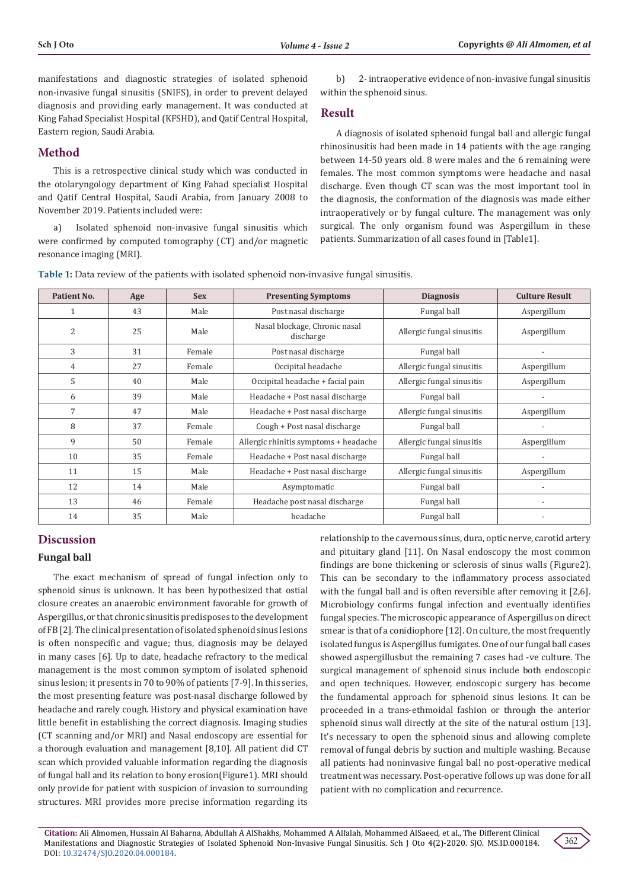manifestations and diagnostic strategies of isolated sphenoid non-invasive fungal sinusitis (SNIFS), in order to prevent delayed diagnosis and providing early management. It was conducted at King Fahad Specialist Hospital (KFSHD), and Qatif Central Hospital, Eastern region, Saudi Arabia.

## Method

This is a retrospective clinical study which was conducted in the otolaryngology department of King Fahad specialist Hospital and Qatif Central Hospital, Saudi Arabia, from January 2008 to November 2019. Patients included were:

a) Isolated sphenoid non-invasive fungal sinusitis which were confirmed by computed tomography (CT) and/or magnetic resonance imaging (MRI).

b) 2- intraoperative evidence of non-invasive fungal sinusitis within the sphenoid sinus.

## Result

A diagnosis of isolated sphenoid fungal ball and allergic fungal rhinosinusitis had been made in 14 patients with the age ranging between 14-50 years old. 8 were males and the 6 remaining were females. The most common symptoms were headache and nasal discharge. Even though CT scan was the most important tool in the diagnosis, the conformation of the diagnosis was made either intraoperatively or by fungal culture. The management was only surgical. The only organism found was Aspergillum in these patients. Summarization of all cases found in [Table1].

**Table 1:** Data review of the patients with isolated sphenoid non-invasive fungal sinusitis.

| Patient No. | Age | Sex | Presenting Symptoms | Diagnosis | Culture Result |
|---|---|---|---|---|---|
| 1 | 43 | Male | Post nasal discharge | Fungal ball | Aspergillum |
| 2 | 25 | Male | Nasal blockage, Chronic nasal discharge | Allergic fungal sinusitis | Aspergillum |
| 3 | 31 | Female | Post nasal discharge | Fungal ball | - |
| 4 | 27 | Female | Occipital headache | Allergic fungal sinusitis | Aspergillum |
| 5 | 40 | Male | Occipital headache + facial pain | Allergic fungal sinusitis | Aspergillum |
| 6 | 39 | Male | Headache + Post nasal discharge | Fungal ball | - |
| 7 | 47 | Male | Headache + Post nasal discharge | Allergic fungal sinusitis | Aspergillum |
| 8 | 37 | Female | Cough + Post nasal discharge | Fungal ball | - |
| 9 | 50 | Female | Allergic rhinitis symptoms + headache | Allergic fungal sinusitis | Aspergillum |
| 10 | 35 | Female | Headache + Post nasal discharge | Fungal ball | - |
| 11 | 15 | Male | Headache + Post nasal discharge | Allergic fungal sinusitis | Aspergillum |
| 12 | 14 | Male | Asymptomatic | Fungal ball | - |
| 13 | 46 | Female | Headache post nasal discharge | Fungal ball | - |
| 14 | 35 | Male | headache | Fungal ball | - |

## Discussion

### Fungal ball

The exact mechanism of spread of fungal infection only to sphenoid sinus is unknown. It has been hypothesized that ostial closure creates an anaerobic environment favorable for growth of Aspergillus, or that chronic sinusitis predisposes to the development of FB [2]. The clinical presentation of isolated sphenoid sinus lesions is often nonspecific and vague; thus, diagnosis may be delayed in many cases [6]. Up to date, headache refractory to the medical management is the most common symptom of isolated sphenoid sinus lesion; it presents in 70 to 90% of patients [7-9]. In this series, the most presenting feature was post-nasal discharge followed by headache and rarely cough. History and physical examination have little benefit in establishing the correct diagnosis. Imaging studies (CT scanning and/or MRI) and Nasal endoscopy are essential for a thorough evaluation and management [8,10]. All patient did CT scan which provided valuable information regarding the diagnosis of fungal ball and its relation to bony erosion(Figure1). MRI should only provide for patient with suspicion of invasion to surrounding structures. MRI provides more precise information regarding its relationship to the cavernous sinus, dura, optic nerve, carotid artery and pituitary gland [11]. On Nasal endoscopy the most common findings are bone thickening or sclerosis of sinus walls (Figure2). This can be secondary to the inflammatory process associated with the fungal ball and is often reversible after removing it [2,6]. Microbiology confirms fungal infection and eventually identifies fungal species. The microscopic appearance of Aspergillus on direct smear is that of a conidiophore [12]. On culture, the most frequently isolated fungus is Aspergillus fumigates. One of our fungal ball cases showed aspergillusbut the remaining 7 cases had -ve culture. The surgical management of sphenoid sinus include both endoscopic and open techniques. However, endoscopic surgery has become the fundamental approach for sphenoid sinus lesions. It can be proceeded in a trans-ethmoidal fashion or through the anterior sphenoid sinus wall directly at the site of the natural ostium [13]. It's necessary to open the sphenoid sinus and allowing complete removal of fungal debris by suction and multiple washing. Because all patients had noninvasive fungal ball no post-operative medical treatment was necessary. Post-operative follows up was done for all patient with no complication and recurrence.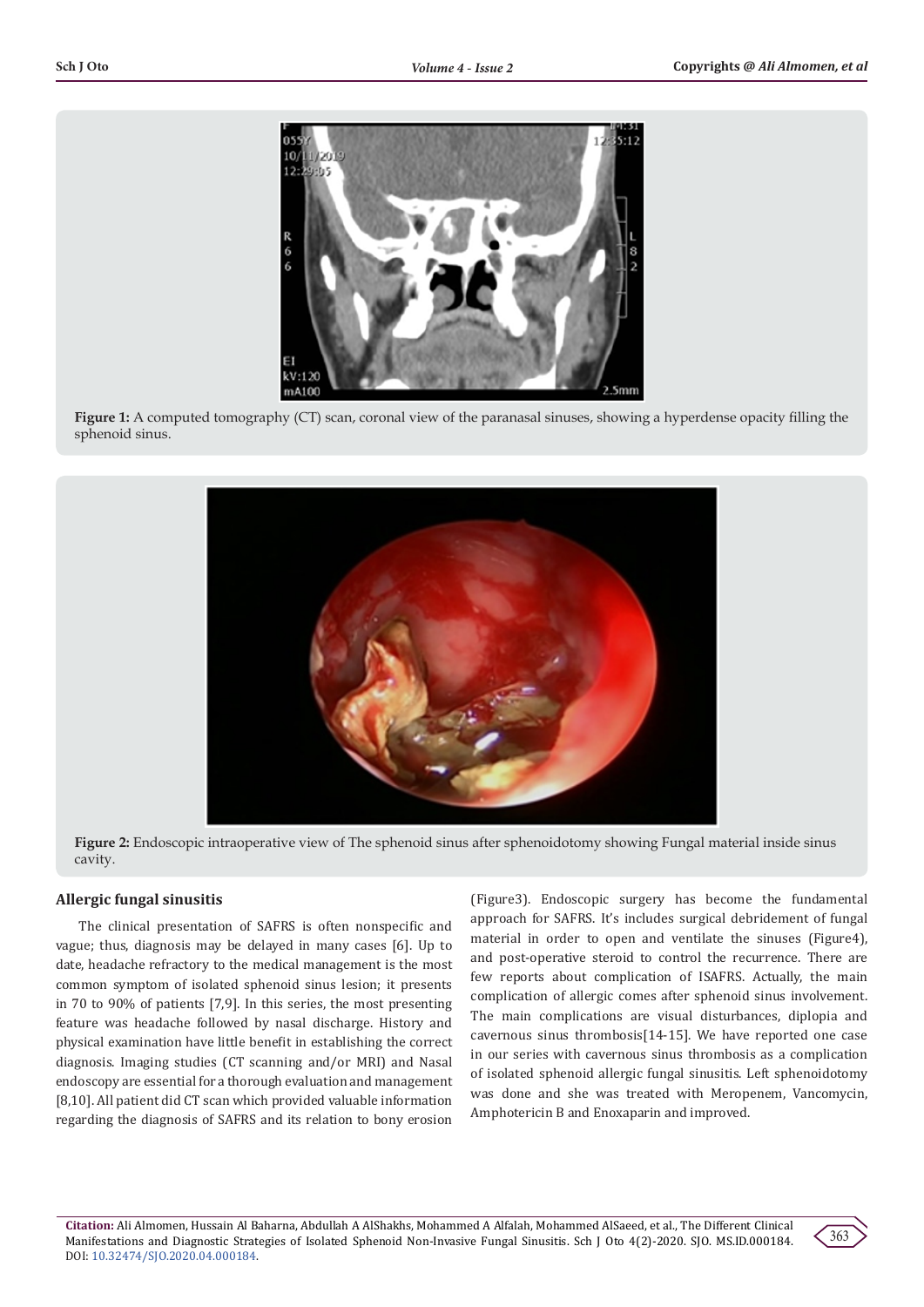Figure 1: A computed tomography (CT) scan, coronal view of the paranasal sinuses, showing a hyperdense opacity filling the sphenoid sinus.

Figure 2: Endoscopic intraoperative view of The sphenoid sinus after sphenoidotomy showing Fungal material inside sinus cavity.

## Allergic fungal sinusitis

The clinical presentation of SAFRS is often nonspecific and vague; thus, diagnosis may be delayed in many cases [6]. Up to date, headache refractory to the medical management is the most common symptom of isolated sphenoid sinus lesion; it presents in 70 to 90% of patients [7,9]. In this series, the most presenting feature was headache followed by nasal discharge. History and physical examination have little benefit in establishing the correct diagnosis. Imaging studies (CT scanning and/or MRI) and Nasal endoscopy are essential for a thorough evaluation and management [8,10]. All patient did CT scan which provided valuable information regarding the diagnosis of SAFRS and its relation to bony erosion (Figure3). Endoscopic surgery has become the fundamental approach for SAFRS. It's includes surgical debridement of fungal material in order to open and ventilate the sinuses (Figure4), and post-operative steroid to control the recurrence. There are few reports about complication of ISAFRS. Actually, the main complication of allergic comes after sphenoid sinus involvement. The main complications are visual disturbances, diplopia and cavernous sinus thrombosis[14-15]. We have reported one case in our series with cavernous sinus thrombosis as a complication of isolated sphenoid allergic fungal sinusitis. Left sphenoidotomy was done and she was treated with Meropenem, Vancomycin, Amphotericin B and Enoxaparin and improved.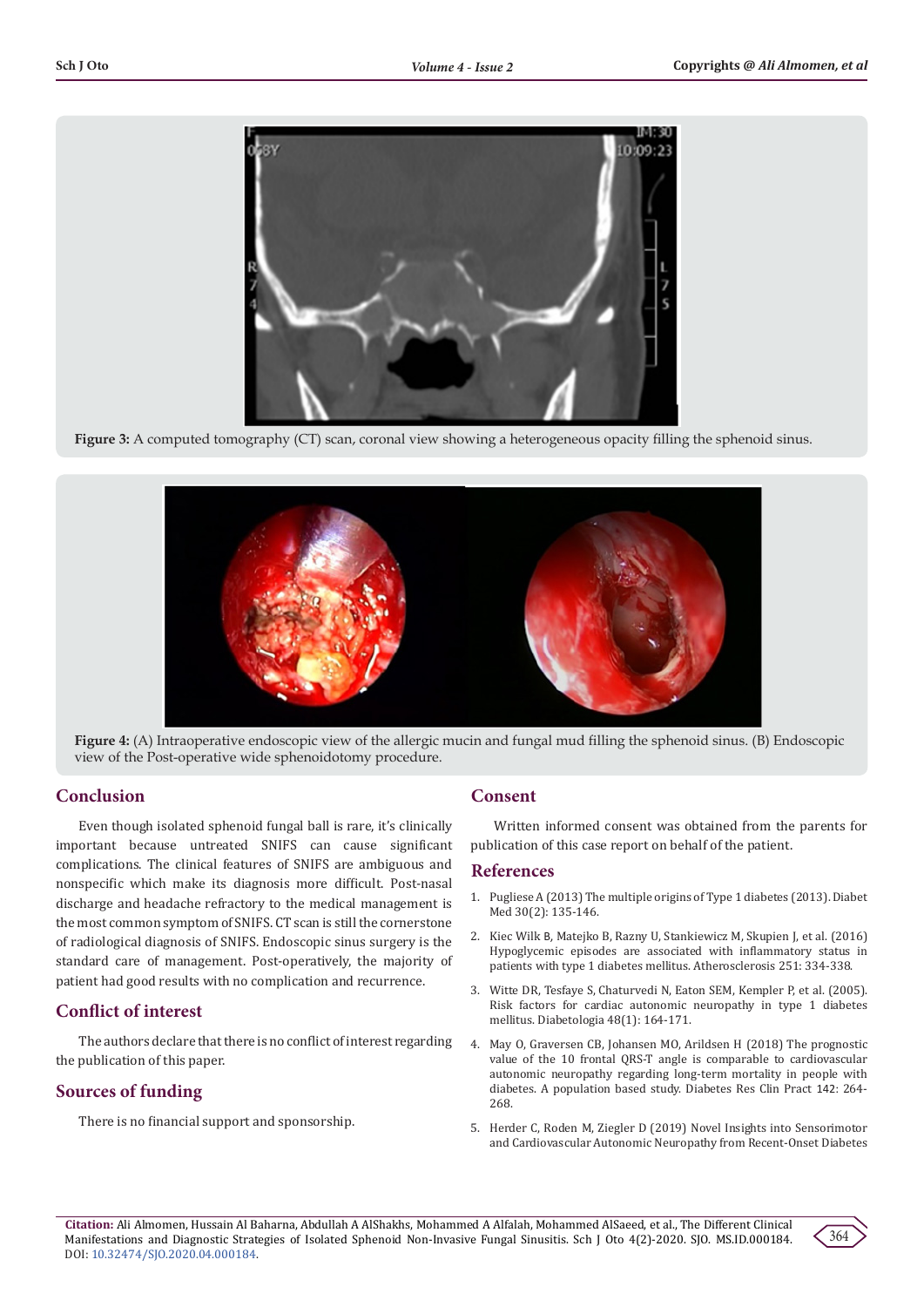Figure 3: A computed tomography (CT) scan, coronal view showing a heterogeneous opacity filling the sphenoid sinus.

Figure 4: (A) Intraoperative endoscopic view of the allergic mucin and fungal mud filling the sphenoid sinus. (B) Endoscopic view of the Post-operative wide sphenoidotomy procedure.

## Conclusion

Even though isolated sphenoid fungal ball is rare, it's clinically important because untreated SNIFS can cause significant complications. The clinical features of SNIFS are ambiguous and nonspecific which make its diagnosis more difficult. Post-nasal discharge and headache refractory to the medical management is the most common symptom of SNIFS. CT scan is still the cornerstone of radiological diagnosis of SNIFS. Endoscopic sinus surgery is the standard care of management. Post-operatively, the majority of patient had good results with no complication and recurrence.

## Conflict of interest

The authors declare that there is no conflict of interest regarding the publication of this paper.

## Sources of funding

There is no financial support and sponsorship.

## Consent

Written informed consent was obtained from the parents for publication of this case report on behalf of the patient.

## References

1. Pugliese A (2013) The multiple origins of Type 1 diabetes (2013). Diabet Med 30(2): 135-146.
2. Kiec Wilk B, Matejko B, Razny U, Stankiewicz M, Skupien J, et al. (2016) Hypoglycemic episodes are associated with inflammatory status in patients with type 1 diabetes mellitus. Atherosclerosis 251: 334-338.
3. Witte DR, Tesfaye S, Chaturvedi N, Eaton SEM, Kempler P, et al. (2005). Risk factors for cardiac autonomic neuropathy in type 1 diabetes mellitus. Diabetologia 48(1): 164-171.
4. May O, Graversen CB, Johansen MO, Arildsen H (2018) The prognostic value of the 10 frontal QRS-T angle is comparable to cardiovascular autonomic neuropathy regarding long-term mortality in people with diabetes. A population based study. Diabetes Res Clin Pract 142: 264-268.
5. Herder C, Roden M, Ziegler D (2019) Novel Insights into Sensorimotor and Cardiovascular Autonomic Neuropathy from Recent-Onset Diabetes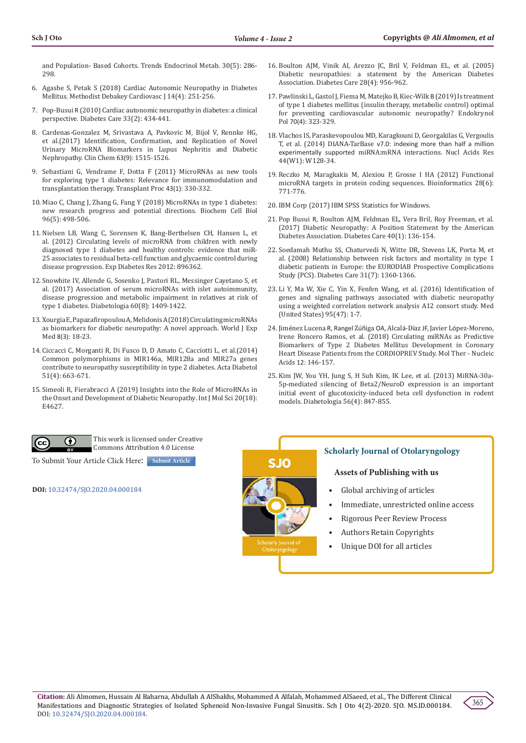and Population- Based Cohorts. Trends Endocrinol Metab. 30(5): 286-298.

6. Agashe S, Petak S (2018) Cardiac Autonomic Neuropathy in Diabetes Mellitus. Methodist Debakey Cardiovasc J 14(4): 251-256.

7. Pop-Busui R (2010) Cardiac autonomic neuropathy in diabetes: a clinical perspective. Diabetes Care 33(2): 434-441.

8. Cardenas-Gonzalez M, Srivastava A, Pavkovic M, Bijol V, Rennke HG, et al.(2017) Identification, Confirmation, and Replication of Novel Urinary MicroRNA Biomarkers in Lupus Nephritis and Diabetic Nephropathy. Clin Chem 63(9): 1515-1526.

9. Sebastiani G, Vendrame F, Dotta F (2011) MicroRNAs as new tools for exploring type 1 diabetes: Relevance for immunomodulation and transplantation therapy. Transplant Proc 43(1): 330-332.

10. Miao C, Chang J, Zhang G, Fang Y (2018) MicroRNAs in type 1 diabetes: new research progress and potential directions. Biochem Cell Biol 96(5): 498-506.

11. Nielsen LB, Wang C, Sorensen K, Bang-Berthelsen CH, Hansen L, et al. (2012) Circulating levels of microRNA from children with newly diagnosed type 1 diabetes and healthy controls: evidence that miR-25 associates to residual beta-cell function and glycaemic control during disease progression. Exp Diabetes Res 2012: 896362.

12. Snowhite IV, Allende G, Sosenko J, Pastori RL, Messinger Cayetano S, et al. (2017) Association of serum microRNAs with islet autoimmunity, disease progression and metabolic impairment in relatives at risk of type 1 diabetes. Diabetologia 60(8): 1409-1422.

13. Xourgia E, Papazafiropoulou A, Melidonis A (2018) Circulating microRNAs as biomarkers for diabetic neuropathy: A novel approach. World J Exp Med 8(3): 18-23.

14. Ciccacci C, Morganti R, Di Fusco D, D Amato C, Cacciotti L, et al.(2014) Common polymorphisms in MIR146a, MIR128a and MIR27a genes contribute to neuropathy susceptibility in type 2 diabetes. Acta Diabetol 51(4): 663-671.

15. Simeoli R, Fierabracci A (2019) Insights into the Role of MicroRNAs in the Onset and Development of Diabetic Neuropathy. Int J Mol Sci 20(18): E4627.

16. Boulton AJM, Vinik AI, Arezzo JC, Bril V, Feldman EL, et al. (2005) Diabetic neuropathies: a statement by the American Diabetes Association. Diabetes Care 28(4): 956-962.

17. Pawlinski L, Gastol J, Fiema M, Matejko B, Kiec-Wilk B (2019) Is treatment of type 1 diabetes mellitus (insulin therapy, metabolic control) optimal for preventing cardiovascular autonomic neuropathy? Endokrynol Pol 70(4): 323-329.

18. Vlachos IS, Paraskevopoulou MD, Karagkouni D, Georgakilas G, Vergoulis T, et al. (2014) DIANA-TarBase v7.0: indexing more than half a million experimentally supported miRNA:mRNA interactions. Nucl Acids Res 44(W1): W128-34.

19. Reczko M, Maragkakis M, Alexiou P, Grosse I HA (2012) Functional microRNA targets in protein coding sequences. Bioinformatics 28(6): 771-776.

20. IBM Corp (2017) IBM SPSS Statistics for Windows.

21. Pop Busui R, Boulton AJM, Feldman EL, Vera Bril, Roy Freeman, et al. (2017) Diabetic Neuropathy: A Position Statement by the American Diabetes Association. Diabetes Care 40(1): 136-154.

22. Soedamah Muthu SS, Chaturvedi N, Witte DR, Stevens LK, Porta M, et al. (2008) Relationship between risk factors and mortality in type 1 diabetic patients in Europe: the EURODIAB Prospective Complications Study (PCS). Diabetes Care 31(7): 1360-1366.

23. Li Y, Ma W, Xie C, Yin X, Fenfen Wang, et al. (2016) Identification of genes and signaling pathways associated with diabetic neuropathy using a weighted correlation network analysis A12 consort study. Med (United States) 95(47): 1-7.

24. Jiménez Lucena R, Rangel Zúñiga OA, Alcalá-Díaz JF, Javier López-Moreno, Irene Roncero Ramos, et al. (2018) Circulating miRNAs as Predictive Biomarkers of Type 2 Diabetes Mellitus Development in Coronary Heart Disease Patients from the CORDIOPREV Study. Mol Ther - Nucleic Acids 12: 146-157.

25. Kim JW, You YH, Jung S, H Suh Kim, IK Lee, et al. (2013) MiRNA-30a-5p-mediated silencing of Beta2/NeuroD expression is an important initial event of glucotoxicity-induced beta cell dysfunction in rodent models. Diabetologia 56(4): 847-855.

This work is licensed under Creative Commons Attribution 4.0 License

To Submit Your Article Click Here: Submit Article

**DOI:** 10.32474/SJO.2020.04.000184

**Scholarly Journal of Otolaryngology**

**Assets of Publishing with us**

- Global archiving of articles
- Immediate, unrestricted online access
- Rigorous Peer Review Process
- Authors Retain Copyrights
- Unique DOI for all articles

**Citation:** Ali Almomen, Hussain Al Baharna, Abdullah A AlShakhs, Mohammed A Alfalah, Mohammed AlSaeed, et al., The Different Clinical Manifestations and Diagnostic Strategies of Isolated Sphenoid Non-Invasive Fungal Sinusitis. Sch J Oto 4(2)-2020. SJO. MS.ID.000184. DOI: 10.32474/SJO.2020.04.000184.